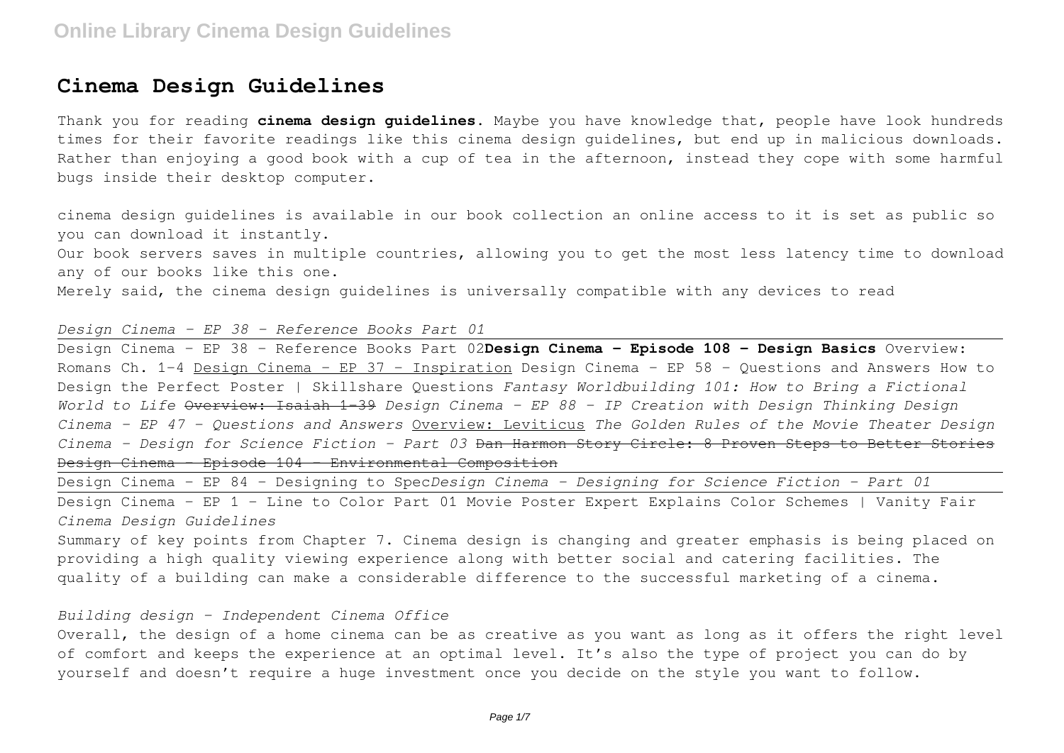# Cinema Design Guidelines

Thank you for reading **cinema design guidelines**. Maybe you have knowledge that, people have look hundreds times for their favorite readings like this cinema design guidelines, but end up in malicious downloads. Rather than enjoying a good book with a cup of tea in the afternoon, instead they cope with some harmful bugs inside their desktop computer.

cinema design guidelines is available in our book collection an online access to it is set as public so you can download it instantly.

Our book servers saves in multiple countries, allowing you to get the most less latency time to download any of our books like this one.

Merely said, the cinema design guidelines is universally compatible with any devices to read

*Design Cinema - EP 38 - Reference Books Part 01*

Design Cinema - EP 38 - Reference Books Part 02 **Design Cinema - Episode 108 - Design Basics** Overview: Romans Ch. 1-4 Design Cinema - EP 37 - Inspiration Design Cinema - EP 58 - Questions and Answers How to Design the Perfect Poster | Skillshare Questions *Fantasy Worldbuilding 101: How to Bring a Fictional World to Life* ~~Overview: Isaiah 1-39~~ *Design Cinema - EP 88 - IP Creation with Design Thinking Design Cinema - EP 47 - Questions and Answers* Overview: Leviticus *The Golden Rules of the Movie Theater Design Cinema - Design for Science Fiction - Part 03* ~~Dan Harmon Story Circle: 8 Proven Steps to Better Stories~~ ~~Design Cinema - Episode 104 - Environmental Composition~~

Design Cinema - EP 84 - Designing to Spec *Design Cinema - Designing for Science Fiction - Part 01*

Design Cinema - EP 1 - Line to Color Part 01 Movie Poster Expert Explains Color Schemes | Vanity Fair *Cinema Design Guidelines*

Summary of key points from Chapter 7. Cinema design is changing and greater emphasis is being placed on providing a high quality viewing experience along with better social and catering facilities. The quality of a building can make a considerable difference to the successful marketing of a cinema.

*Building design - Independent Cinema Office*

Overall, the design of a home cinema can be as creative as you want as long as it offers the right level of comfort and keeps the experience at an optimal level. It's also the type of project you can do by yourself and doesn't require a huge investment once you decide on the style you want to follow.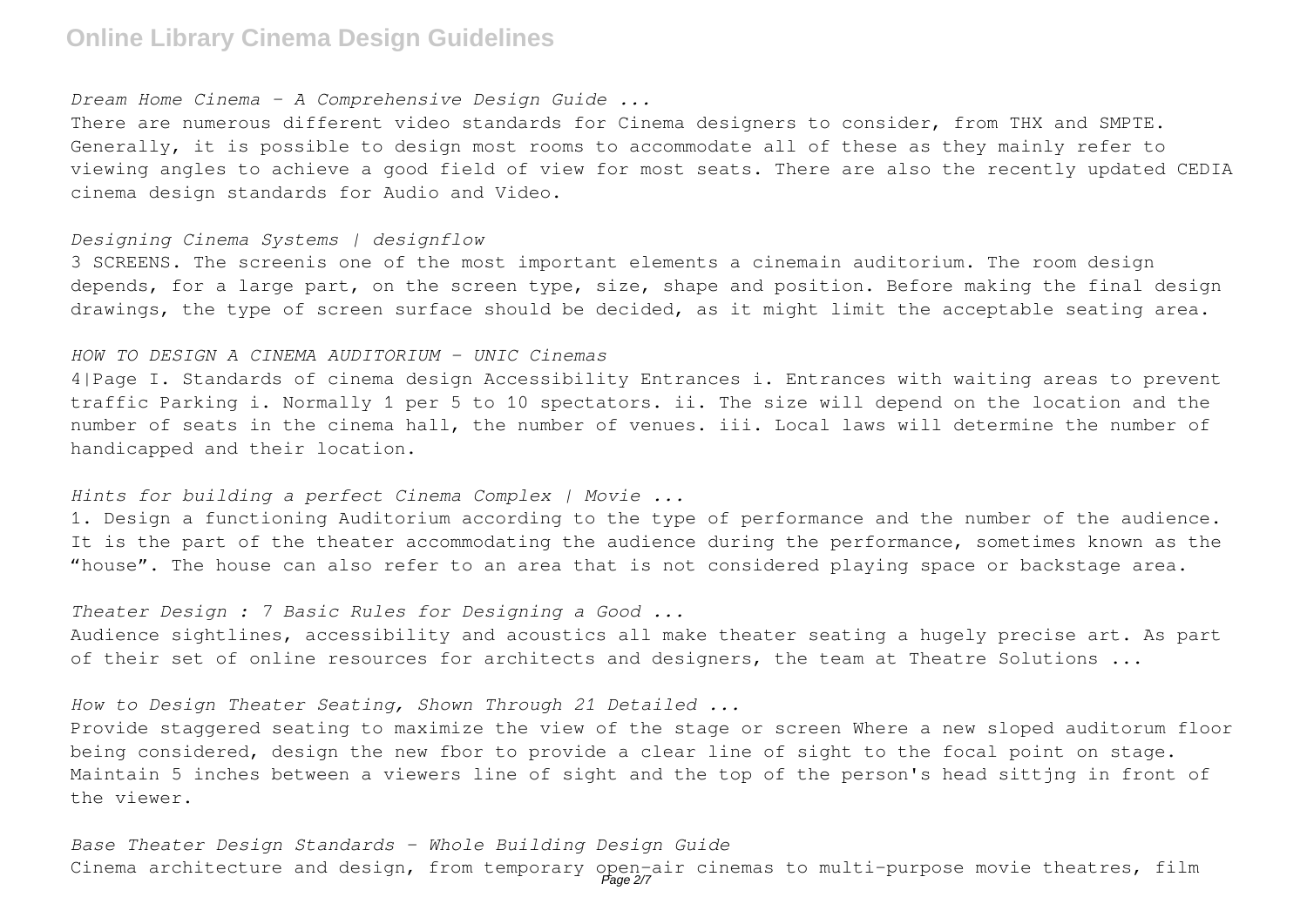*Dream Home Cinema - A Comprehensive Design Guide ...*

There are numerous different video standards for Cinema designers to consider, from THX and SMPTE. Generally, it is possible to design most rooms to accommodate all of these as they mainly refer to viewing angles to achieve a good field of view for most seats. There are also the recently updated CEDIA cinema design standards for Audio and Video.

*Designing Cinema Systems | designflow*

3 SCREENS. The screenis one of the most important elements a cinemain auditorium. The room design depends, for a large part, on the screen type, size, shape and position. Before making the final design drawings, the type of screen surface should be decided, as it might limit the acceptable seating area.

*HOW TO DESIGN A CINEMA AUDITORIUM - UNIC Cinemas*

4|Page I. Standards of cinema design Accessibility Entrances i. Entrances with waiting areas to prevent traffic Parking i. Normally 1 per 5 to 10 spectators. ii. The size will depend on the location and the number of seats in the cinema hall, the number of venues. iii. Local laws will determine the number of handicapped and their location.

*Hints for building a perfect Cinema Complex | Movie ...*

1. Design a functioning Auditorium according to the type of performance and the number of the audience. It is the part of the theater accommodating the audience during the performance, sometimes known as the "house". The house can also refer to an area that is not considered playing space or backstage area.

*Theater Design : 7 Basic Rules for Designing a Good ...*

Audience sightlines, accessibility and acoustics all make theater seating a hugely precise art. As part of their set of online resources for architects and designers, the team at Theatre Solutions ...

*How to Design Theater Seating, Shown Through 21 Detailed ...*

Provide staggered seating to maximize the view of the stage or screen Where a new sloped auditorum floor being considered, design the new fbor to provide a clear line of sight to the focal point on stage. Maintain 5 inches between a viewers line of sight and the top of the person's head sittjng in front of the viewer.

*Base Theater Design Standards - Whole Building Design Guide*

Cinema architecture and design, from temporary open-air cinemas to multi-purpose movie theatres, film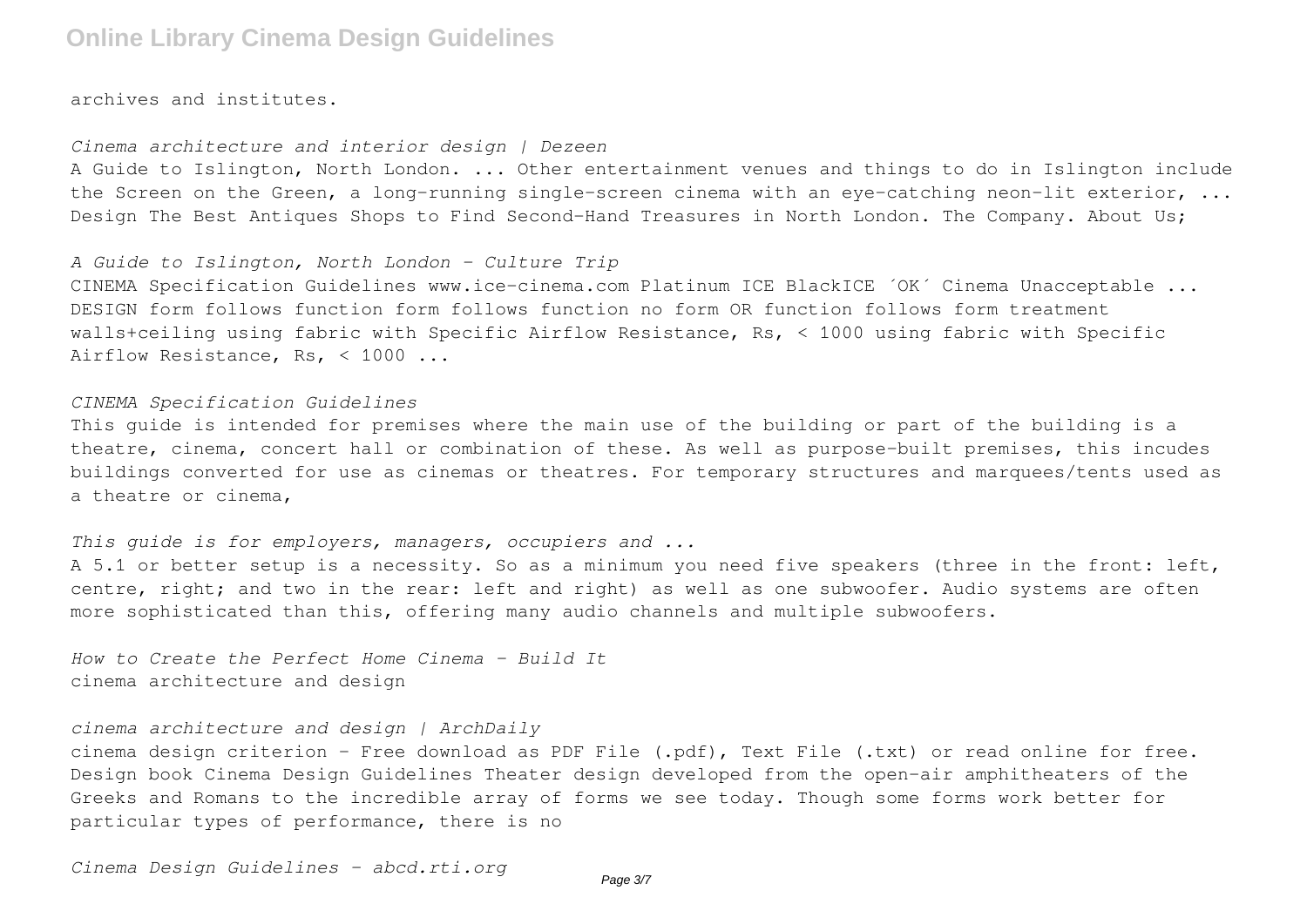archives and institutes.

*Cinema architecture and interior design | Dezeen*

A Guide to Islington, North London. ... Other entertainment venues and things to do in Islington include the Screen on the Green, a long-running single-screen cinema with an eye-catching neon-lit exterior, ... Design The Best Antiques Shops to Find Second-Hand Treasures in North London. The Company. About Us;

*A Guide to Islington, North London - Culture Trip*

CINEMA Specification Guidelines www.ice-cinema.com Platinum ICE BlackICE ´OK´ Cinema Unacceptable ... DESIGN form follows function form follows function no form OR function follows form treatment walls+ceiling using fabric with Specific Airflow Resistance, Rs, < 1000 using fabric with Specific Airflow Resistance, Rs, < 1000 ...

*CINEMA Specification Guidelines*

This guide is intended for premises where the main use of the building or part of the building is a theatre, cinema, concert hall or combination of these. As well as purpose-built premises, this incudes buildings converted for use as cinemas or theatres. For temporary structures and marquees/tents used as a theatre or cinema,

*This guide is for employers, managers, occupiers and ...*

A 5.1 or better setup is a necessity. So as a minimum you need five speakers (three in the front: left, centre, right; and two in the rear: left and right) as well as one subwoofer. Audio systems are often more sophisticated than this, offering many audio channels and multiple subwoofers.

*How to Create the Perfect Home Cinema - Build It*

cinema architecture and design

*cinema architecture and design | ArchDaily*

cinema design criterion - Free download as PDF File (.pdf), Text File (.txt) or read online for free. Design book Cinema Design Guidelines Theater design developed from the open-air amphitheaters of the Greeks and Romans to the incredible array of forms we see today. Though some forms work better for particular types of performance, there is no

*Cinema Design Guidelines - abcd.rti.org*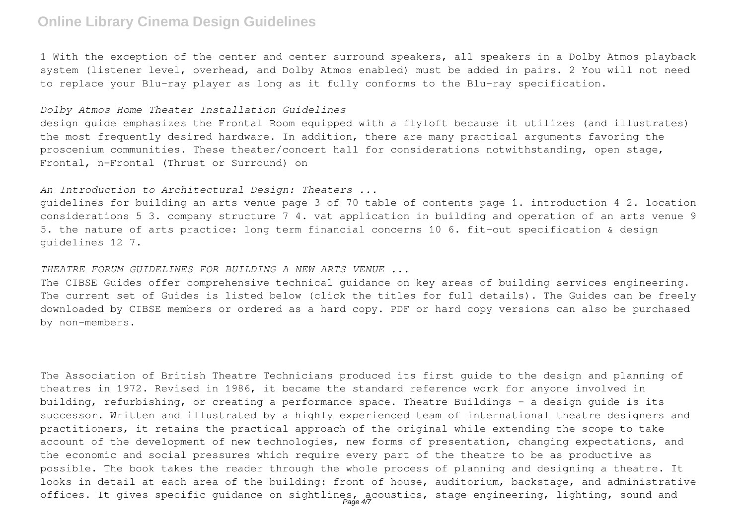1 With the exception of the center and center surround speakers, all speakers in a Dolby Atmos playback system (listener level, overhead, and Dolby Atmos enabled) must be added in pairs. 2 You will not need to replace your Blu-ray player as long as it fully conforms to the Blu-ray specification.

*Dolby Atmos Home Theater Installation Guidelines*

design guide emphasizes the Frontal Room equipped with a flyloft because it utilizes (and illustrates) the most frequently desired hardware. In addition, there are many practical arguments favoring the proscenium communities. These theater/concert hall for considerations notwithstanding, open stage, Frontal, n-Frontal (Thrust or Surround) on

*An Introduction to Architectural Design: Theaters ...*

guidelines for building an arts venue page 3 of 70 table of contents page 1. introduction 4 2. location considerations 5 3. company structure 7 4. vat application in building and operation of an arts venue 9 5. the nature of arts practice: long term financial concerns 10 6. fit-out specification & design guidelines 12 7.

*THEATRE FORUM GUIDELINES FOR BUILDING A NEW ARTS VENUE ...*

The CIBSE Guides offer comprehensive technical guidance on key areas of building services engineering. The current set of Guides is listed below (click the titles for full details). The Guides can be freely downloaded by CIBSE members or ordered as a hard copy. PDF or hard copy versions can also be purchased by non-members.

The Association of British Theatre Technicians produced its first guide to the design and planning of theatres in 1972. Revised in 1986, it became the standard reference work for anyone involved in building, refurbishing, or creating a performance space. Theatre Buildings - a design guide is its successor. Written and illustrated by a highly experienced team of international theatre designers and practitioners, it retains the practical approach of the original while extending the scope to take account of the development of new technologies, new forms of presentation, changing expectations, and the economic and social pressures which require every part of the theatre to be as productive as possible. The book takes the reader through the whole process of planning and designing a theatre. It looks in detail at each area of the building: front of house, auditorium, backstage, and administrative offices. It gives specific guidance on sightlines, acoustics, stage engineering, lighting, sound and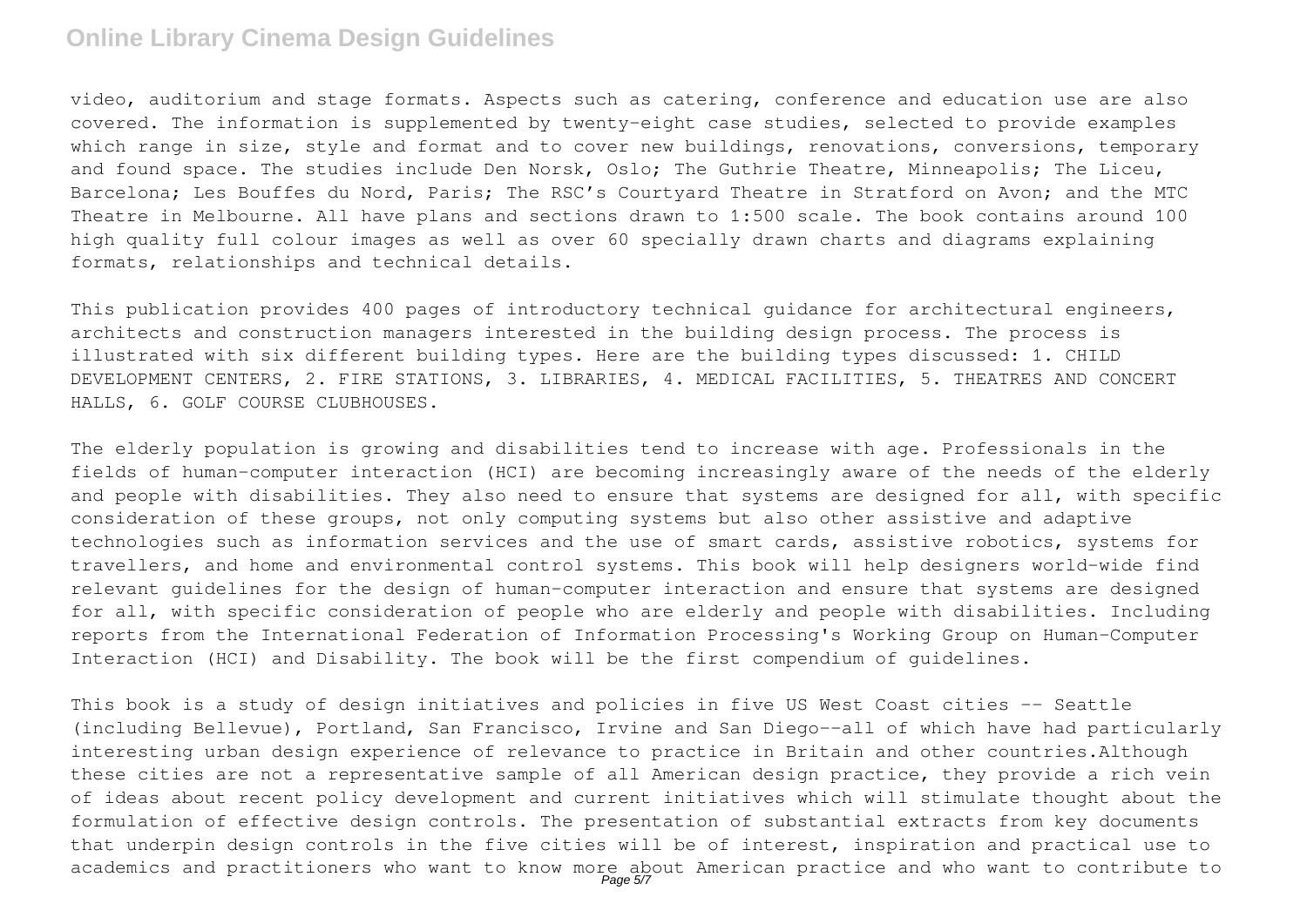video, auditorium and stage formats. Aspects such as catering, conference and education use are also covered. The information is supplemented by twenty-eight case studies, selected to provide examples which range in size, style and format and to cover new buildings, renovations, conversions, temporary and found space. The studies include Den Norsk, Oslo; The Guthrie Theatre, Minneapolis; The Liceu, Barcelona; Les Bouffes du Nord, Paris; The RSC's Courtyard Theatre in Stratford on Avon; and the MTC Theatre in Melbourne. All have plans and sections drawn to 1:500 scale. The book contains around 100 high quality full colour images as well as over 60 specially drawn charts and diagrams explaining formats, relationships and technical details.

This publication provides 400 pages of introductory technical guidance for architectural engineers, architects and construction managers interested in the building design process. The process is illustrated with six different building types. Here are the building types discussed: 1. CHILD DEVELOPMENT CENTERS, 2. FIRE STATIONS, 3. LIBRARIES, 4. MEDICAL FACILITIES, 5. THEATRES AND CONCERT HALLS, 6. GOLF COURSE CLUBHOUSES.

The elderly population is growing and disabilities tend to increase with age. Professionals in the fields of human-computer interaction (HCI) are becoming increasingly aware of the needs of the elderly and people with disabilities. They also need to ensure that systems are designed for all, with specific consideration of these groups, not only computing systems but also other assistive and adaptive technologies such as information services and the use of smart cards, assistive robotics, systems for travellers, and home and environmental control systems. This book will help designers world-wide find relevant guidelines for the design of human-computer interaction and ensure that systems are designed for all, with specific consideration of people who are elderly and people with disabilities. Including reports from the International Federation of Information Processing's Working Group on Human-Computer Interaction (HCI) and Disability. The book will be the first compendium of guidelines.

This book is a study of design initiatives and policies in five US West Coast cities -- Seattle (including Bellevue), Portland, San Francisco, Irvine and San Diego--all of which have had particularly interesting urban design experience of relevance to practice in Britain and other countries.Although these cities are not a representative sample of all American design practice, they provide a rich vein of ideas about recent policy development and current initiatives which will stimulate thought about the formulation of effective design controls. The presentation of substantial extracts from key documents that underpin design controls in the five cities will be of interest, inspiration and practical use to academics and practitioners who want to know more about American practice and who want to contribute to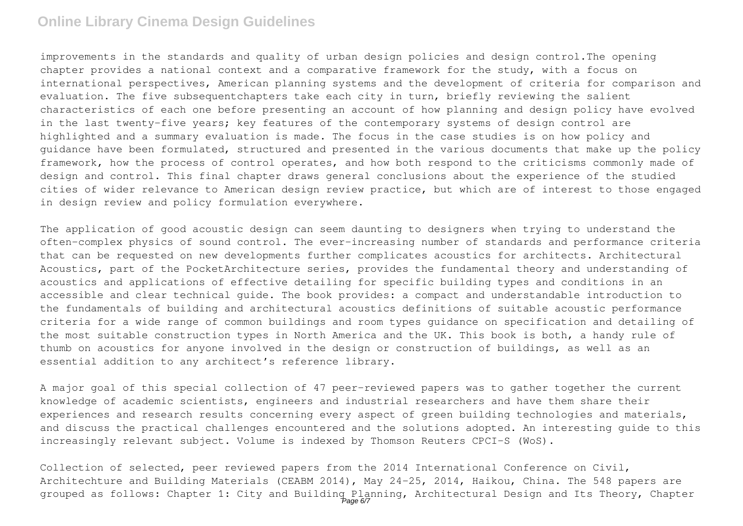improvements in the standards and quality of urban design policies and design control.The opening chapter provides a national context and a comparative framework for the study, with a focus on international perspectives, American planning systems and the development of criteria for comparison and evaluation. The five subsequentchapters take each city in turn, briefly reviewing the salient characteristics of each one before presenting an account of how planning and design policy have evolved in the last twenty-five years; key features of the contemporary systems of design control are highlighted and a summary evaluation is made. The focus in the case studies is on how policy and guidance have been formulated, structured and presented in the various documents that make up the policy framework, how the process of control operates, and how both respond to the criticisms commonly made of design and control. This final chapter draws general conclusions about the experience of the studied cities of wider relevance to American design review practice, but which are of interest to those engaged in design review and policy formulation everywhere.

The application of good acoustic design can seem daunting to designers when trying to understand the often-complex physics of sound control. The ever-increasing number of standards and performance criteria that can be requested on new developments further complicates acoustics for architects. Architectural Acoustics, part of the PocketArchitecture series, provides the fundamental theory and understanding of acoustics and applications of effective detailing for specific building types and conditions in an accessible and clear technical guide. The book provides: a compact and understandable introduction to the fundamentals of building and architectural acoustics definitions of suitable acoustic performance criteria for a wide range of common buildings and room types guidance on specification and detailing of the most suitable construction types in North America and the UK. This book is both, a handy rule of thumb on acoustics for anyone involved in the design or construction of buildings, as well as an essential addition to any architect's reference library.

A major goal of this special collection of 47 peer-reviewed papers was to gather together the current knowledge of academic scientists, engineers and industrial researchers and have them share their experiences and research results concerning every aspect of green building technologies and materials, and discuss the practical challenges encountered and the solutions adopted. An interesting guide to this increasingly relevant subject. Volume is indexed by Thomson Reuters CPCI-S (WoS).

Collection of selected, peer reviewed papers from the 2014 International Conference on Civil, Architechture and Building Materials (CEABM 2014), May 24-25, 2014, Haikou, China. The 548 papers are grouped as follows: Chapter 1: City and Building Planning, Architectural Design and Its Theory, Chapter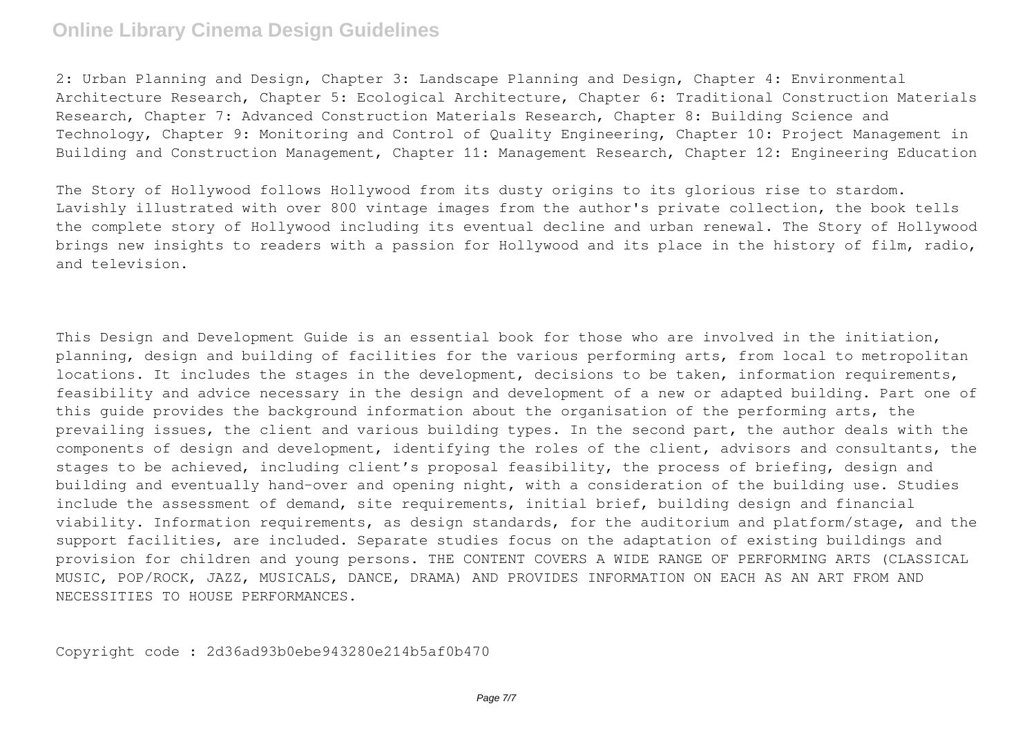2: Urban Planning and Design, Chapter 3: Landscape Planning and Design, Chapter 4: Environmental Architecture Research, Chapter 5: Ecological Architecture, Chapter 6: Traditional Construction Materials Research, Chapter 7: Advanced Construction Materials Research, Chapter 8: Building Science and Technology, Chapter 9: Monitoring and Control of Quality Engineering, Chapter 10: Project Management in Building and Construction Management, Chapter 11: Management Research, Chapter 12: Engineering Education

The Story of Hollywood follows Hollywood from its dusty origins to its glorious rise to stardom. Lavishly illustrated with over 800 vintage images from the author's private collection, the book tells the complete story of Hollywood including its eventual decline and urban renewal. The Story of Hollywood brings new insights to readers with a passion for Hollywood and its place in the history of film, radio, and television.

This Design and Development Guide is an essential book for those who are involved in the initiation, planning, design and building of facilities for the various performing arts, from local to metropolitan locations. It includes the stages in the development, decisions to be taken, information requirements, feasibility and advice necessary in the design and development of a new or adapted building. Part one of this guide provides the background information about the organisation of the performing arts, the prevailing issues, the client and various building types. In the second part, the author deals with the components of design and development, identifying the roles of the client, advisors and consultants, the stages to be achieved, including client's proposal feasibility, the process of briefing, design and building and eventually hand-over and opening night, with a consideration of the building use. Studies include the assessment of demand, site requirements, initial brief, building design and financial viability. Information requirements, as design standards, for the auditorium and platform/stage, and the support facilities, are included. Separate studies focus on the adaptation of existing buildings and provision for children and young persons. THE CONTENT COVERS A WIDE RANGE OF PERFORMING ARTS (CLASSICAL MUSIC, POP/ROCK, JAZZ, MUSICALS, DANCE, DRAMA) AND PROVIDES INFORMATION ON EACH AS AN ART FROM AND NECESSITIES TO HOUSE PERFORMANCES.

Copyright code : 2d36ad93b0ebe943280e214b5af0b470